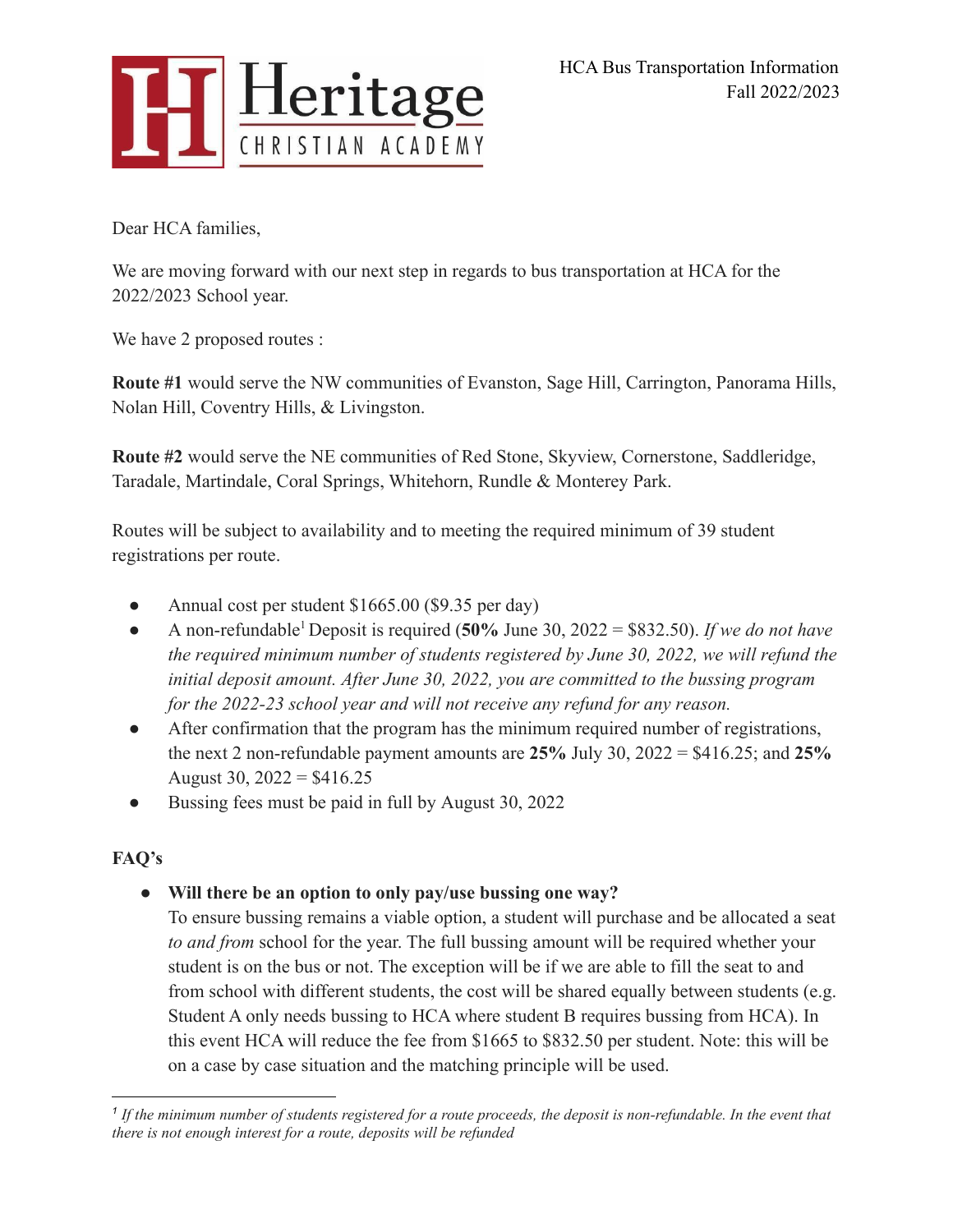Heritage CHRISTIAN ACADEMY

HCA Bus Transportation Information
Fall 2022/2023

Dear HCA families,

We are moving forward with our next step in regards to bus transportation at HCA for the 2022/2023 School year.

We have 2 proposed routes :

**Route #1** would serve the NW communities of Evanston, Sage Hill, Carrington, Panorama Hills, Nolan Hill, Coventry Hills, & Livingston.

**Route #2** would serve the NE communities of Red Stone, Skyview, Cornerstone, Saddleridge, Taradale, Martindale, Coral Springs, Whitehorn, Rundle & Monterey Park.

Routes will be subject to availability and to meeting the required minimum of 39 student registrations per route.

- Annual cost per student $1665.00 ($9.35 per day)
- A non-refundable[1] Deposit is required (**50%** June 30, 2022 = $832.50). *If we do not have the required minimum number of students registered by June 30, 2022, we will refund the initial deposit amount. After June 30, 2022, you are committed to the bussing program for the 2022-23 school year and will not receive any refund for any reason.*
- After confirmation that the program has the minimum required number of registrations, the next 2 non-refundable payment amounts are **25%** July 30, 2022 = $416.25; and **25%** August 30, 2022 = $416.25
- Bussing fees must be paid in full by August 30, 2022

## FAQ's

- **Will there be an option to only pay/use bussing one way?**
  To ensure bussing remains a viable option, a student will purchase and be allocated a seat *to and from* school for the year. The full bussing amount will be required whether your student is on the bus or not. The exception will be if we are able to fill the seat to and from school with different students, the cost will be shared equally between students (e.g. Student A only needs bussing to HCA where student B requires bussing from HCA). In this event HCA will reduce the fee from $1665 to $832.50 per student. Note: this will be on a case by case situation and the matching principle will be used.

---

*[1] If the minimum number of students registered for a route proceeds, the deposit is non-refundable. In the event that there is not enough interest for a route, deposits will be refunded*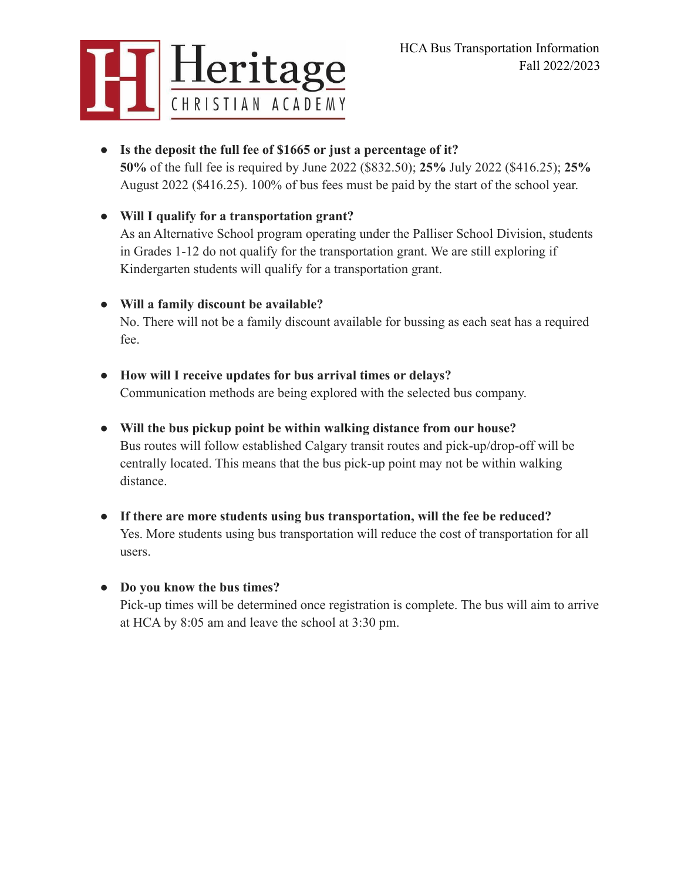Heritage CHRISTIAN ACADEMY

HCA Bus Transportation Information
Fall 2022/2023

- **Is the deposit the full fee of $1665 or just a percentage of it?**
  **50%** of the full fee is required by June 2022 ($832.50); **25%** July 2022 ($416.25); **25%** August 2022 ($416.25). 100% of bus fees must be paid by the start of the school year.

- **Will I qualify for a transportation grant?**
  As an Alternative School program operating under the Palliser School Division, students in Grades 1-12 do not qualify for the transportation grant. We are still exploring if Kindergarten students will qualify for a transportation grant.

- **Will a family discount be available?**
  No. There will not be a family discount available for bussing as each seat has a required fee.

- **How will I receive updates for bus arrival times or delays?**
  Communication methods are being explored with the selected bus company.

- **Will the bus pickup point be within walking distance from our house?**
  Bus routes will follow established Calgary transit routes and pick-up/drop-off will be centrally located. This means that the bus pick-up point may not be within walking distance.

- **If there are more students using bus transportation, will the fee be reduced?**
  Yes. More students using bus transportation will reduce the cost of transportation for all users.

- **Do you know the bus times?**
  Pick-up times will be determined once registration is complete. The bus will aim to arrive at HCA by 8:05 am and leave the school at 3:30 pm.